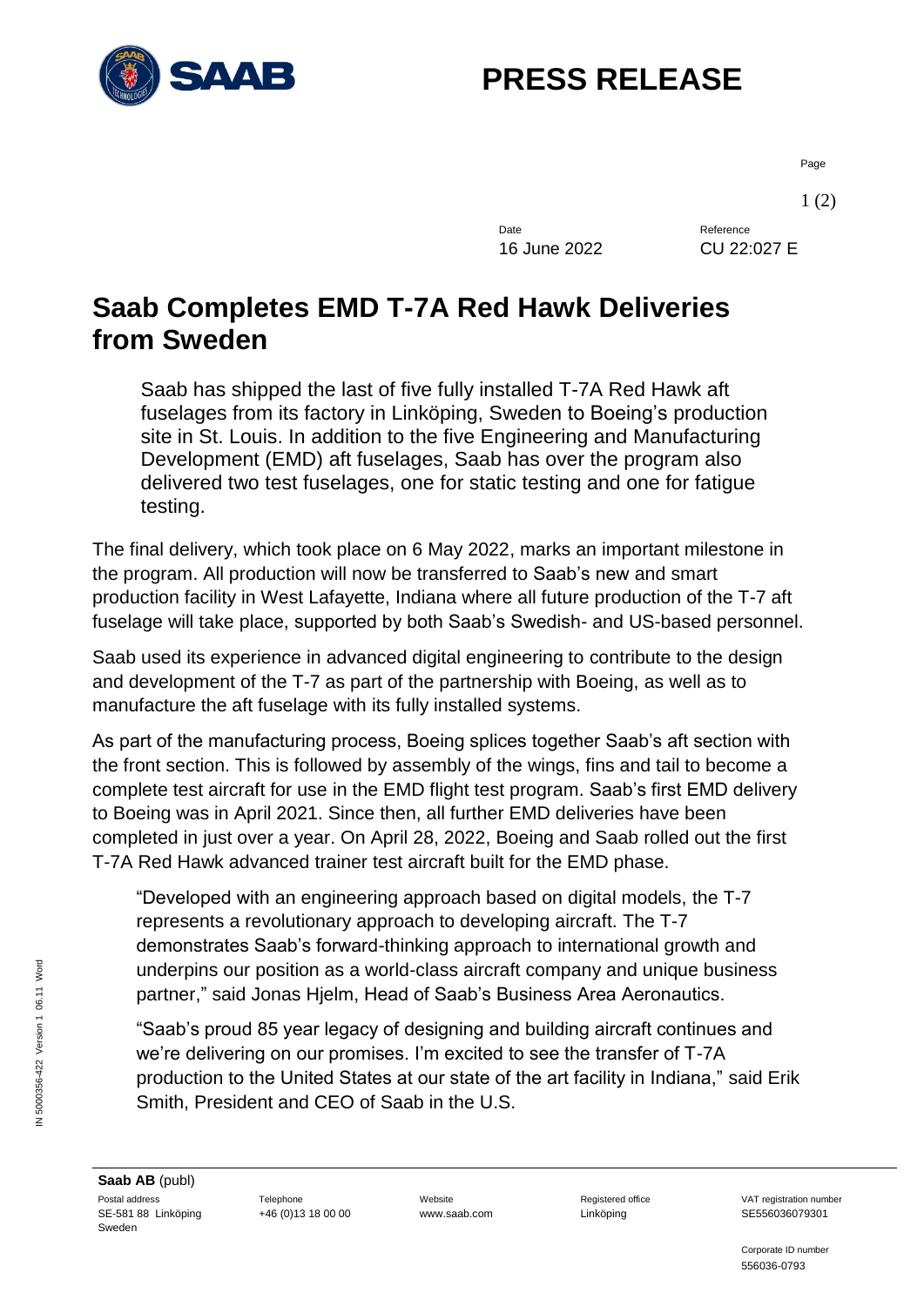# PRESS RELEASE

Date: 16 June 2022
Reference: CU 22:027 E

## Saab Completes EMD T-7A Red Hawk Deliveries from Sweden

Saab has shipped the last of five fully installed T-7A Red Hawk aft fuselages from its factory in Linköping, Sweden to Boeing's production site in St. Louis. In addition to the five Engineering and Manufacturing Development (EMD) aft fuselages, Saab has over the program also delivered two test fuselages, one for static testing and one for fatigue testing.

The final delivery, which took place on 6 May 2022, marks an important milestone in the program. All production will now be transferred to Saab's new and smart production facility in West Lafayette, Indiana where all future production of the T-7 aft fuselage will take place, supported by both Saab's Swedish- and US-based personnel.

Saab used its experience in advanced digital engineering to contribute to the design and development of the T-7 as part of the partnership with Boeing, as well as to manufacture the aft fuselage with its fully installed systems.

As part of the manufacturing process, Boeing splices together Saab's aft section with the front section. This is followed by assembly of the wings, fins and tail to become a complete test aircraft for use in the EMD flight test program. Saab's first EMD delivery to Boeing was in April 2021. Since then, all further EMD deliveries have been completed in just over a year. On April 28, 2022, Boeing and Saab rolled out the first T-7A Red Hawk advanced trainer test aircraft built for the EMD phase.

"Developed with an engineering approach based on digital models, the T-7 represents a revolutionary approach to developing aircraft. The T-7 demonstrates Saab's forward-thinking approach to international growth and underpins our position as a world-class aircraft company and unique business partner," said Jonas Hjelm, Head of Saab's Business Area Aeronautics.

"Saab's proud 85 year legacy of designing and building aircraft continues and we're delivering on our promises. I'm excited to see the transfer of T-7A production to the United States at our state of the art facility in Indiana," said Erik Smith, President and CEO of Saab in the U.S.

**Saab AB** (publ)

Postal address: SE-581 88 Linköping Sweden
Telephone: +46 (0)13 18 00 00
Website: www.saab.com
Registered office: Linköping
VAT registration number: SE556036079301
Corporate ID number: 556036-0793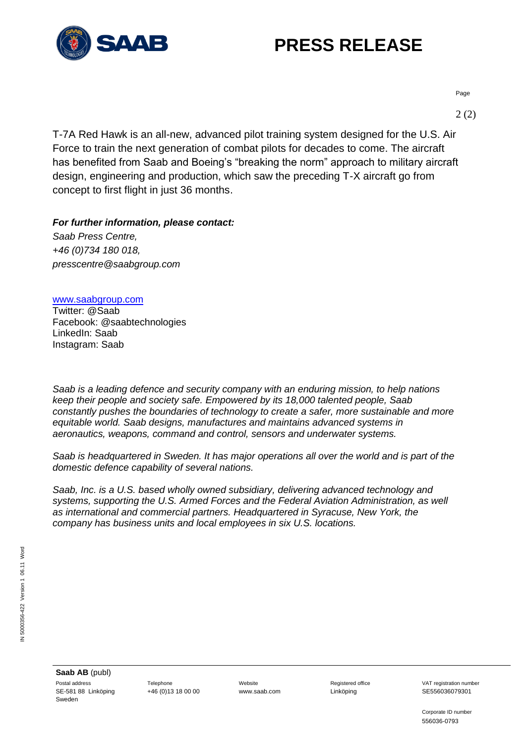T-7A Red Hawk is an all-new, advanced pilot training system designed for the U.S. Air Force to train the next generation of combat pilots for decades to come. The aircraft has benefited from Saab and Boeing's "breaking the norm" approach to military aircraft design, engineering and production, which saw the preceding T-X aircraft go from concept to first flight in just 36 months.

***For further information, please contact:***

*Saab Press Centre,*
*+46 (0)734 180 018,*
*presscentre@saabgroup.com*

www.saabgroup.com
Twitter: @Saab
Facebook: @saabtechnologies
LinkedIn: Saab
Instagram: Saab

*Saab is a leading defence and security company with an enduring mission, to help nations keep their people and society safe. Empowered by its 18,000 talented people, Saab constantly pushes the boundaries of technology to create a safer, more sustainable and more equitable world. Saab designs, manufactures and maintains advanced systems in aeronautics, weapons, command and control, sensors and underwater systems.*

*Saab is headquartered in Sweden. It has major operations all over the world and is part of the domestic defence capability of several nations.*

*Saab, Inc. is a U.S. based wholly owned subsidiary, delivering advanced technology and systems, supporting the U.S. Armed Forces and the Federal Aviation Administration, as well as international and commercial partners. Headquartered in Syracuse, New York, the company has business units and local employees in six U.S. locations.*